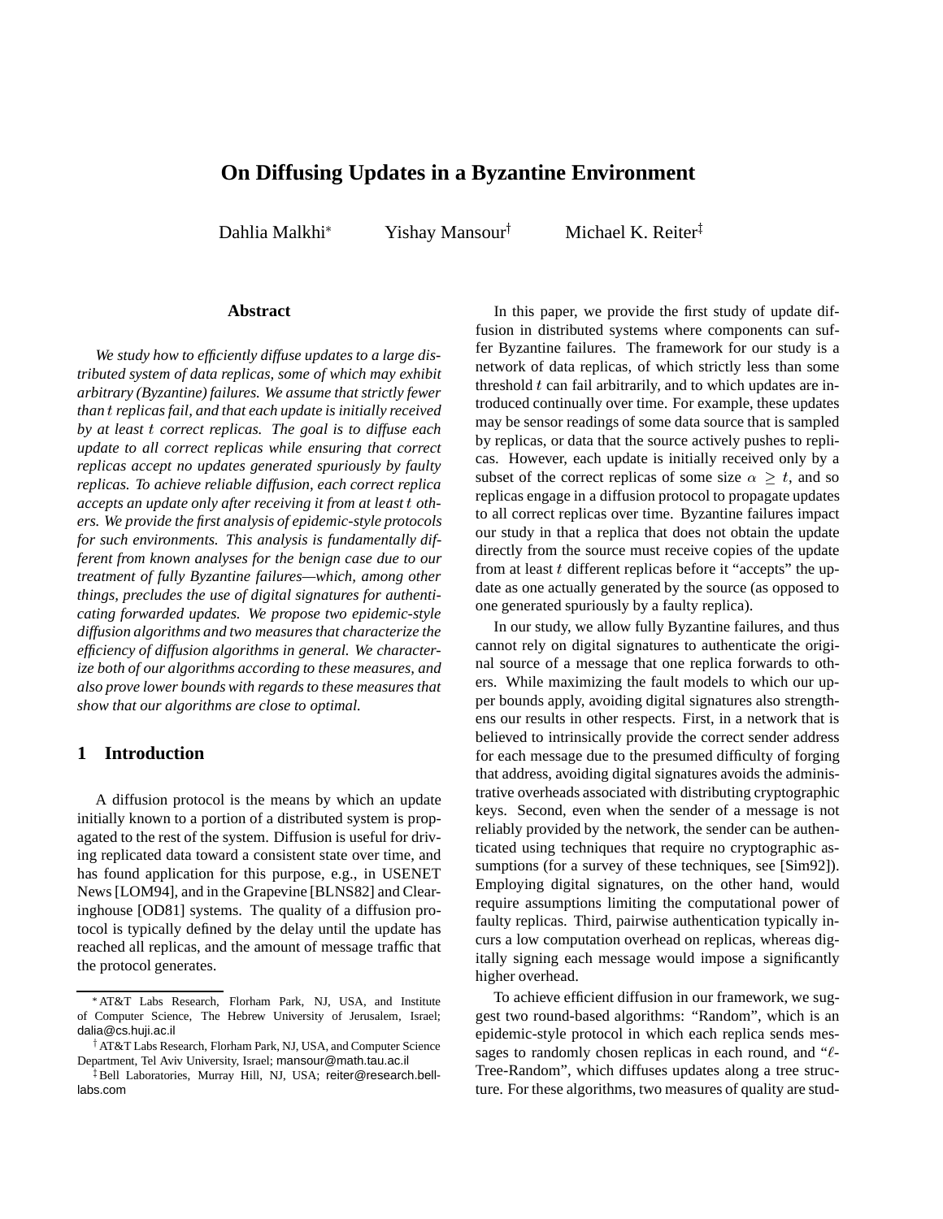# On Diffusing Updates in a Byzantine Environment

Dahlia Malkhi[*] Yishay Mansour[†] Michael K. Reiter[‡]

### Abstract

*We study how to efficiently diffuse updates to a large distributed system of data replicas, some of which may exhibit arbitrary (Byzantine) failures. We assume that strictly fewer than $t$ replicas fail, and that each update is initially received by at least $t$ correct replicas. The goal is to diffuse each update to all correct replicas while ensuring that correct replicas accept no updates generated spuriously by faulty replicas. To achieve reliable diffusion, each correct replica accepts an update only after receiving it from at least $t$ others. We provide the first analysis of epidemic-style protocols for such environments. This analysis is fundamentally different from known analyses for the benign case due to our treatment of fully Byzantine failures—which, among other things, precludes the use of digital signatures for authenticating forwarded updates. We propose two epidemic-style diffusion algorithms and two measures that characterize the efficiency of diffusion algorithms in general. We characterize both of our algorithms according to these measures, and also prove lower bounds with regards to these measures that show that our algorithms are close to optimal.*

## 1 Introduction

A diffusion protocol is the means by which an update initially known to a portion of a distributed system is propagated to the rest of the system. Diffusion is useful for driving replicated data toward a consistent state over time, and has found application for this purpose, e.g., in USENET News [LOM94], and in the Grapevine [BLNS82] and Clearinghouse [OD81] systems. The quality of a diffusion protocol is typically defined by the delay until the update has reached all replicas, and the amount of message traffic that the protocol generates.

In this paper, we provide the first study of update diffusion in distributed systems where components can suffer Byzantine failures. The framework for our study is a network of data replicas, of which strictly less than some threshold $t$ can fail arbitrarily, and to which updates are introduced continually over time. For example, these updates may be sensor readings of some data source that is sampled by replicas, or data that the source actively pushes to replicas. However, each update is initially received only by a subset of the correct replicas of some size $\alpha \geq t$, and so replicas engage in a diffusion protocol to propagate updates to all correct replicas over time. Byzantine failures impact our study in that a replica that does not obtain the update directly from the source must receive copies of the update from at least $t$ different replicas before it "accepts" the update as one actually generated by the source (as opposed to one generated spuriously by a faulty replica).

In our study, we allow fully Byzantine failures, and thus cannot rely on digital signatures to authenticate the original source of a message that one replica forwards to others. While maximizing the fault models to which our upper bounds apply, avoiding digital signatures also strengthens our results in other respects. First, in a network that is believed to intrinsically provide the correct sender address for each message due to the presumed difficulty of forging that address, avoiding digital signatures avoids the administrative overheads associated with distributing cryptographic keys. Second, even when the sender of a message is not reliably provided by the network, the sender can be authenticated using techniques that require no cryptographic assumptions (for a survey of these techniques, see [Sim92]). Employing digital signatures, on the other hand, would require assumptions limiting the computational power of faulty replicas. Third, pairwise authentication typically incurs a low computation overhead on replicas, whereas digitally signing each message would impose a significantly higher overhead.

To achieve efficient diffusion in our framework, we suggest two round-based algorithms: "Random", which is an epidemic-style protocol in which each replica sends messages to randomly chosen replicas in each round, and "$\ell$-Tree-Random", which diffuses updates along a tree structure. For these algorithms, two measures of quality are stud-

---

[*] AT&T Labs Research, Florham Park, NJ, USA, and Institute of Computer Science, The Hebrew University of Jerusalem, Israel; dalia@cs.huji.ac.il

[†] AT&T Labs Research, Florham Park, NJ, USA, and Computer Science Department, Tel Aviv University, Israel; mansour@math.tau.ac.il

[‡] Bell Laboratories, Murray Hill, NJ, USA; reiter@research.bell-labs.com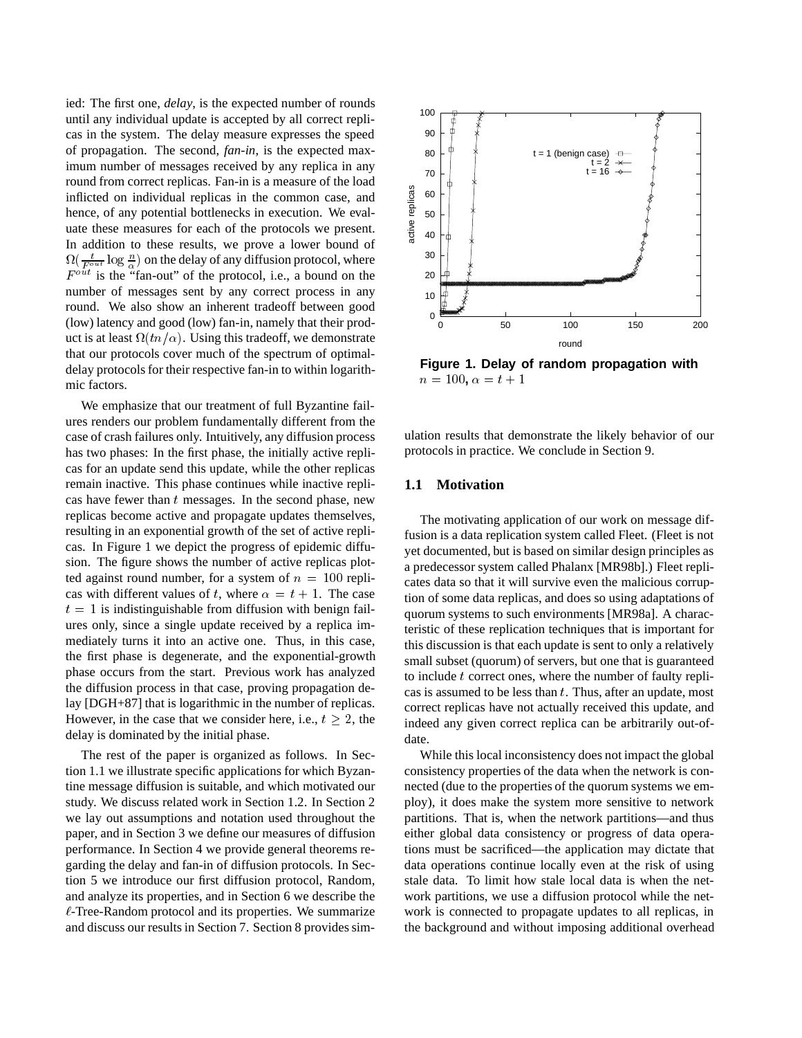ied: The first one, *delay*, is the expected number of rounds until any individual update is accepted by all correct replicas in the system. The delay measure expresses the speed of propagation. The second, *fan-in*, is the expected maximum number of messages received by any replica in any round from correct replicas. Fan-in is a measure of the load inflicted on individual replicas in the common case, and hence, of any potential bottlenecks in execution. We evaluate these measures for each of the protocols we present. In addition to these results, we prove a lower bound of $\Omega(\frac{t}{F^{out}} \log \frac{n}{\alpha})$ on the delay of any diffusion protocol, where $F^{out}$ is the "fan-out" of the protocol, i.e., a bound on the number of messages sent by any correct process in any round. We also show an inherent tradeoff between good (low) latency and good (low) fan-in, namely that their product is at least $\Omega(tn/\alpha)$. Using this tradeoff, we demonstrate that our protocols cover much of the spectrum of optimal-delay protocols for their respective fan-in to within logarithmic factors.

We emphasize that our treatment of full Byzantine failures renders our problem fundamentally different from the case of crash failures only. Intuitively, any diffusion process has two phases: In the first phase, the initially active replicas for an update send this update, while the other replicas remain inactive. This phase continues while inactive replicas have fewer than $t$ messages. In the second phase, new replicas become active and propagate updates themselves, resulting in an exponential growth of the set of active replicas. In Figure 1 we depict the progress of epidemic diffusion. The figure shows the number of active replicas plotted against round number, for a system of $n = 100$ replicas with different values of $t$, where $\alpha = t + 1$. The case $t = 1$ is indistinguishable from diffusion with benign failures only, since a single update received by a replica immediately turns it into an active one. Thus, in this case, the first phase is degenerate, and the exponential-growth phase occurs from the start. Previous work has analyzed the diffusion process in that case, proving propagation delay [DGH+87] that is logarithmic in the number of replicas. However, in the case that we consider here, i.e., $t \geq 2$, the delay is dominated by the initial phase.

The rest of the paper is organized as follows. In Section 1.1 we illustrate specific applications for which Byzantine message diffusion is suitable, and which motivated our study. We discuss related work in Section 1.2. In Section 2 we lay out assumptions and notation used throughout the paper, and in Section 3 we define our measures of diffusion performance. In Section 4 we provide general theorems regarding the delay and fan-in of diffusion protocols. In Section 5 we introduce our first diffusion protocol, Random, and analyze its properties, and in Section 6 we describe the $\ell$-Tree-Random protocol and its properties. We summarize and discuss our results in Section 7. Section 8 provides simulation results that demonstrate the likely behavior of our protocols in practice. We conclude in Section 9.

**Figure 1. Delay of random propagation with $n = 100$, $\alpha = t + 1$**

## 1.1 Motivation

The motivating application of our work on message diffusion is a data replication system called Fleet. (Fleet is not yet documented, but is based on similar design principles as a predecessor system called Phalanx [MR98b].) Fleet replicates data so that it will survive even the malicious corruption of some data replicas, and does so using adaptations of quorum systems to such environments [MR98a]. A characteristic of these replication techniques that is important for this discussion is that each update is sent to only a relatively small subset (quorum) of servers, but one that is guaranteed to include $t$ correct ones, where the number of faulty replicas is assumed to be less than $t$. Thus, after an update, most correct replicas have not actually received this update, and indeed any given correct replica can be arbitrarily out-of-date.

While this local inconsistency does not impact the global consistency properties of the data when the network is connected (due to the properties of the quorum systems we employ), it does make the system more sensitive to network partitions. That is, when the network partitions—and thus either global data consistency or progress of data operations must be sacrificed—the application may dictate that data operations continue locally even at the risk of using stale data. To limit how stale local data is when the network partitions, we use a diffusion protocol while the network is connected to propagate updates to all replicas, in the background and without imposing additional overhead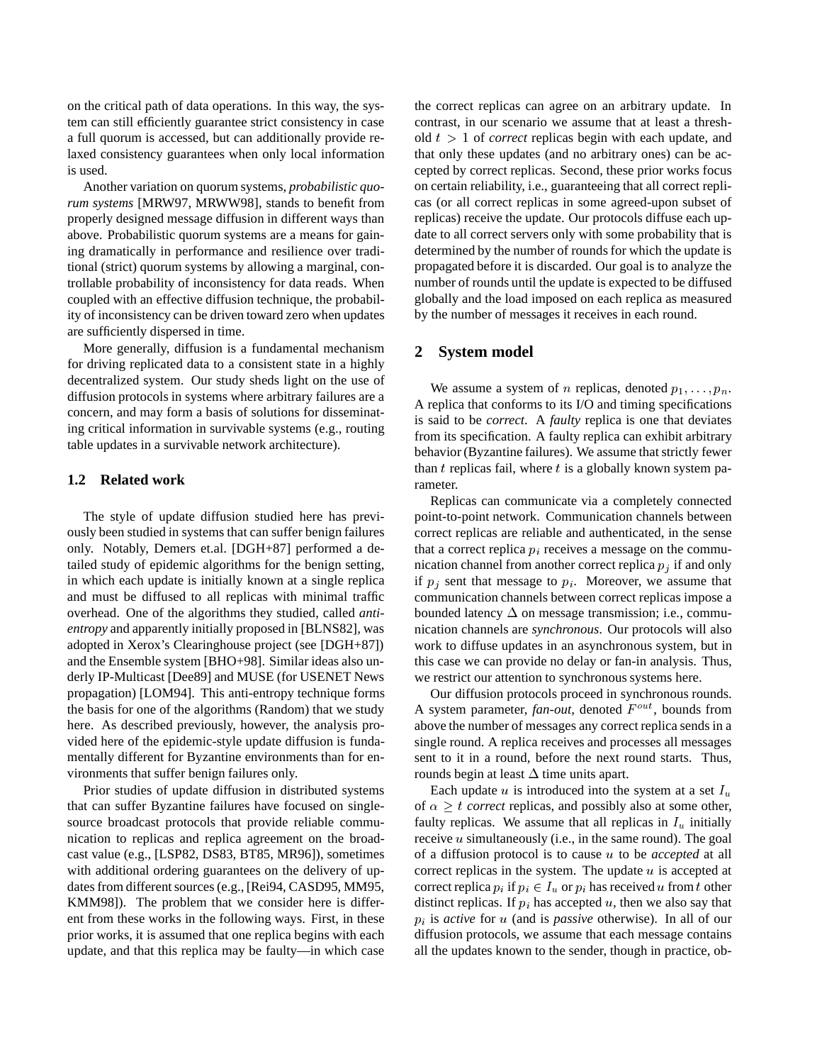on the critical path of data operations. In this way, the system can still efficiently guarantee strict consistency in case a full quorum is accessed, but can additionally provide relaxed consistency guarantees when only local information is used.

Another variation on quorum systems, *probabilistic quorum systems* [MRW97, MRWW98], stands to benefit from properly designed message diffusion in different ways than above. Probabilistic quorum systems are a means for gaining dramatically in performance and resilience over traditional (strict) quorum systems by allowing a marginal, controllable probability of inconsistency for data reads. When coupled with an effective diffusion technique, the probability of inconsistency can be driven toward zero when updates are sufficiently dispersed in time.

More generally, diffusion is a fundamental mechanism for driving replicated data to a consistent state in a highly decentralized system. Our study sheds light on the use of diffusion protocols in systems where arbitrary failures are a concern, and may form a basis of solutions for disseminating critical information in survivable systems (e.g., routing table updates in a survivable network architecture).

### 1.2 Related work

The style of update diffusion studied here has previously been studied in systems that can suffer benign failures only. Notably, Demers et.al. [DGH+87] performed a detailed study of epidemic algorithms for the benign setting, in which each update is initially known at a single replica and must be diffused to all replicas with minimal traffic overhead. One of the algorithms they studied, called *anti-entropy* and apparently initially proposed in [BLNS82], was adopted in Xerox's Clearinghouse project (see [DGH+87]) and the Ensemble system [BHO+98]. Similar ideas also underly IP-Multicast [Dee89] and MUSE (for USENET News propagation) [LOM94]. This anti-entropy technique forms the basis for one of the algorithms (Random) that we study here. As described previously, however, the analysis provided here of the epidemic-style update diffusion is fundamentally different for Byzantine environments than for environments that suffer benign failures only.

Prior studies of update diffusion in distributed systems that can suffer Byzantine failures have focused on single-source broadcast protocols that provide reliable communication to replicas and replica agreement on the broadcast value (e.g., [LSP82, DS83, BT85, MR96]), sometimes with additional ordering guarantees on the delivery of updates from different sources (e.g., [Rei94, CASD95, MM95, KMM98]). The problem that we consider here is different from these works in the following ways. First, in these prior works, it is assumed that one replica begins with each update, and that this replica may be faulty—in which case the correct replicas can agree on an arbitrary update. In contrast, in our scenario we assume that at least a threshold $t > 1$ of *correct* replicas begin with each update, and that only these updates (and no arbitrary ones) can be accepted by correct replicas. Second, these prior works focus on certain reliability, i.e., guaranteeing that all correct replicas (or all correct replicas in some agreed-upon subset of replicas) receive the update. Our protocols diffuse each update to all correct servers only with some probability that is determined by the number of rounds for which the update is propagated before it is discarded. Our goal is to analyze the number of rounds until the update is expected to be diffused globally and the load imposed on each replica as measured by the number of messages it receives in each round.

## 2 System model

We assume a system of $n$ replicas, denoted $p_1, \ldots, p_n$. A replica that conforms to its I/O and timing specifications is said to be *correct*. A *faulty* replica is one that deviates from its specification. A faulty replica can exhibit arbitrary behavior (Byzantine failures). We assume that strictly fewer than $t$ replicas fail, where $t$ is a globally known system parameter.

Replicas can communicate via a completely connected point-to-point network. Communication channels between correct replicas are reliable and authenticated, in the sense that a correct replica $p_i$ receives a message on the communication channel from another correct replica $p_j$ if and only if $p_j$ sent that message to $p_i$. Moreover, we assume that communication channels between correct replicas impose a bounded latency $\Delta$ on message transmission; i.e., communication channels are *synchronous*. Our protocols will also work to diffuse updates in an asynchronous system, but in this case we can provide no delay or fan-in analysis. Thus, we restrict our attention to synchronous systems here.

Our diffusion protocols proceed in synchronous rounds. A system parameter, *fan-out*, denoted $F^{out}$, bounds from above the number of messages any correct replica sends in a single round. A replica receives and processes all messages sent to it in a round, before the next round starts. Thus, rounds begin at least $\Delta$ time units apart.

Each update $u$ is introduced into the system at a set $I_u$ of $\alpha \geq t$ *correct* replicas, and possibly also at some other, faulty replicas. We assume that all replicas in $I_u$ initially receive $u$ simultaneously (i.e., in the same round). The goal of a diffusion protocol is to cause $u$ to be *accepted* at all correct replicas in the system. The update $u$ is accepted at correct replica $p_i$ if $p_i \in I_u$ or $p_i$ has received $u$ from $t$ other distinct replicas. If $p_i$ has accepted $u$, then we also say that $p_i$ is *active* for $u$ (and is *passive* otherwise). In all of our diffusion protocols, we assume that each message contains all the updates known to the sender, though in practice, ob-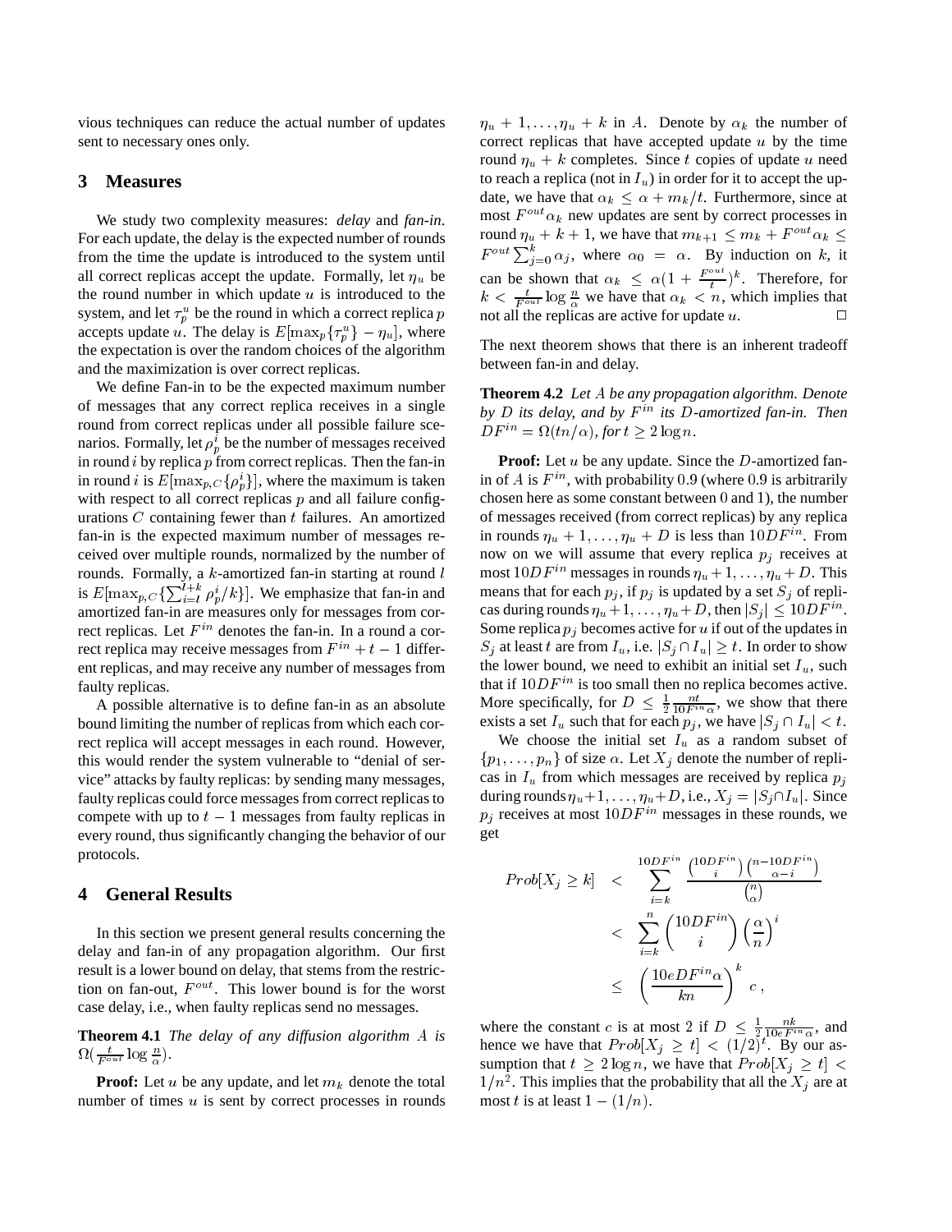vious techniques can reduce the actual number of updates sent to necessary ones only.

## 3 Measures

We study two complexity measures: *delay* and *fan-in*. For each update, the delay is the expected number of rounds from the time the update is introduced to the system until all correct replicas accept the update. Formally, let $\eta_u$ be the round number in which update $u$ is introduced to the system, and let $\tau_p^u$ be the round in which a correct replica $p$ accepts update $u$. The delay is $E[\max_p\{\tau_p^u\} - \eta_u]$, where the expectation is over the random choices of the algorithm and the maximization is over correct replicas.

We define Fan-in to be the expected maximum number of messages that any correct replica receives in a single round from correct replicas under all possible failure scenarios. Formally, let $\rho_p^i$ be the number of messages received in round $i$ by replica $p$ from correct replicas. Then the fan-in in round $i$ is $E[\max_{p,C}\{\rho_p^i\}]$, where the maximum is taken with respect to all correct replicas $p$ and all failure configurations $C$ containing fewer than $t$ failures. An amortized fan-in is the expected maximum number of messages received over multiple rounds, normalized by the number of rounds. Formally, a $k$-amortized fan-in starting at round $l$ is $E[\max_{p,C}\{\sum_{i=l}^{l+k} \rho_p^i/k\}]$. We emphasize that fan-in and amortized fan-in are measures only for messages from correct replicas. Let $F^{in}$ denotes the fan-in. In a round a correct replica may receive messages from $F^{in} + t - 1$ different replicas, and may receive any number of messages from faulty replicas.

A possible alternative is to define fan-in as an absolute bound limiting the number of replicas from which each correct replica will accept messages in each round. However, this would render the system vulnerable to "denial of service" attacks by faulty replicas: by sending many messages, faulty replicas could force messages from correct replicas to compete with up to $t-1$ messages from faulty replicas in every round, thus significantly changing the behavior of our protocols.

## 4 General Results

In this section we present general results concerning the delay and fan-in of any propagation algorithm. Our first result is a lower bound on delay, that stems from the restriction on fan-out, $F^{out}$. This lower bound is for the worst case delay, i.e., when faulty replicas send no messages.

**Theorem 4.1** *The delay of any diffusion algorithm $A$ is $\Omega(\frac{t}{F^{out}} \log \frac{n}{\alpha})$.*

**Proof:** Let $u$ be any update, and let $m_k$ denote the total number of times $u$ is sent by correct processes in rounds $\eta_u + 1, \ldots, \eta_u + k$ in $A$. Denote by $\alpha_k$ the number of correct replicas that have accepted update $u$ by the time round $\eta_u + k$ completes. Since $t$ copies of update $u$ need to reach a replica (not in $I_u$) in order for it to accept the update, we have that $\alpha_k \leq \alpha + m_k/t$. Furthermore, since at most $F^{out}\alpha_k$ new updates are sent by correct processes in round $\eta_u + k + 1$, we have that $m_{k+1} \leq m_k + F^{out}\alpha_k \leq F^{out}\sum_{j=0}^{k}\alpha_j$, where $\alpha_0 = \alpha$. By induction on $k$, it can be shown that $\alpha_k \leq \alpha(1 + \frac{F^{out}}{t})^k$. Therefore, for $k < \frac{t}{F^{out}} \log \frac{n}{\alpha}$ we have that $\alpha_k < n$, which implies that not all the replicas are active for update $u$. □

The next theorem shows that there is an inherent tradeoff between fan-in and delay.

**Theorem 4.2** *Let $A$ be any propagation algorithm. Denote by $D$ its delay, and by $F^{in}$ its $D$-amortized fan-in. Then $DF^{in} = \Omega(tn/\alpha)$, for $t \geq 2\log n$.*

**Proof:** Let $u$ be any update. Since the $D$-amortized fan-in of $A$ is $F^{in}$, with probability $0.9$ (where $0.9$ is arbitrarily chosen here as some constant between $0$ and $1$), the number of messages received (from correct replicas) by any replica in rounds $\eta_u + 1, \ldots, \eta_u + D$ is less than $10DF^{in}$. From now on we will assume that every replica $p_j$ receives at most $10DF^{in}$ messages in rounds $\eta_u + 1, \ldots, \eta_u + D$. This means that for each $p_j$, if $p_j$ is updated by a set $S_j$ of replicas during rounds $\eta_u + 1, \ldots, \eta_u + D$, then $|S_j| \leq 10DF^{in}$. Some replica $p_j$ becomes active for $u$ if out of the updates in $S_j$ at least $t$ are from $I_u$, i.e. $|S_j \cap I_u| \geq t$. In order to show the lower bound, we need to exhibit an initial set $I_u$, such that if $10DF^{in}$ is too small then no replica becomes active. More specifically, for $D \leq \frac{1}{2}\frac{nt}{10F^{in}\alpha}$, we show that there exists a set $I_u$ such that for each $p_j$, we have $|S_j \cap I_u| < t$.

We choose the initial set $I_u$ as a random subset of $\{p_1, \ldots, p_n\}$ of size $\alpha$. Let $X_j$ denote the number of replicas in $I_u$ from which messages are received by replica $p_j$ during rounds $\eta_u + 1, \ldots, \eta_u + D$, i.e., $X_j = |S_j \cap I_u|$. Since $p_j$ receives at most $10DF^{in}$ messages in these rounds, we get

$$
\begin{aligned}
Prob[X_j \geq k] &< \sum_{i=k}^{10DF^{in}} \frac{\binom{10DF^{in}}{i}\binom{n-10DF^{in}}{\alpha-i}}{\binom{n}{\alpha}} \\
&< \sum_{i=k}^{n} \binom{10DF^{in}}{i}\left(\frac{\alpha}{n}\right)^i \\
&\leq \left(\frac{10eDF^{in}\alpha}{kn}\right)^k c\ ,
\end{aligned}
$$

where the constant $c$ is at most $2$ if $D \leq \frac{1}{2}\frac{nk}{10eF^{in}\alpha}$, and hence we have that $Prob[X_j \geq t] < (1/2)^t$. By our assumption that $t \geq 2\log n$, we have that $Prob[X_j \geq t] < 1/n^2$. This implies that the probability that all the $X_j$ are at most $t$ is at least $1 - (1/n)$.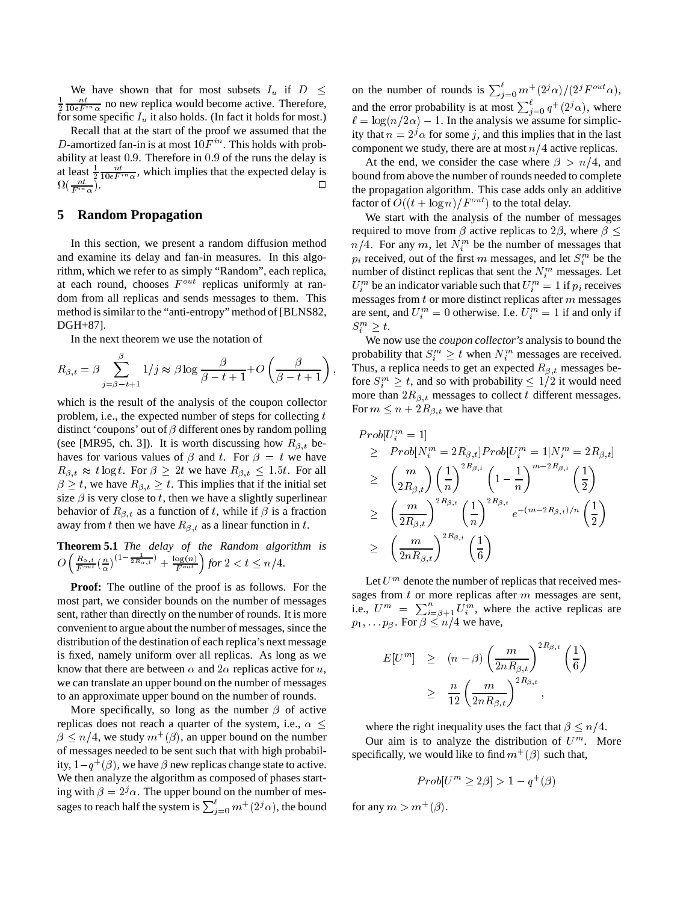We have shown that for most subsets $I_u$ if $D \leq \frac{1}{2}\frac{nt}{10eF^{in}\alpha}$ no new replica would become active. Therefore, for some specific $I_u$ it also holds. (In fact it holds for most.)

Recall that at the start of the proof we assumed that the $D$-amortized fan-in is at most $10F^{in}$. This holds with probability at least $0.9$. Therefore in $0.9$ of the runs the delay is at least $\frac{1}{2}\frac{nt}{10eF^{in}\alpha}$, which implies that the expected delay is $\Omega(\frac{nt}{F^{in}\alpha})$. □

## 5 Random Propagation

In this section, we present a random diffusion method and examine its delay and fan-in measures. In this algorithm, which we refer to as simply "Random", each replica, at each round, chooses $F^{out}$ replicas uniformly at random from all replicas and sends messages to them. This method is similar to the "anti-entropy" method of [BLNS82, DGH+87].

In the next theorem we use the notation of

$$R_{\beta,t} = \beta \sum_{j=\beta-t+1}^{\beta} 1/j \approx \beta \log \frac{\beta}{\beta - t + 1} + O\left(\frac{\beta}{\beta - t + 1}\right),$$

which is the result of the analysis of the coupon collector problem, i.e., the expected number of steps for collecting $t$ distinct 'coupons' out of $\beta$ different ones by random polling (see [MR95, ch. 3]). It is worth discussing how $R_{\beta,t}$ behaves for various values of $\beta$ and $t$. For $\beta = t$ we have $R_{\beta,t} \approx t \log t$. For $\beta \geq 2t$ we have $R_{\beta,t} \leq 1.5t$. For all $\beta \geq t$, we have $R_{\beta,t} \geq t$. This implies that if the initial set size $\beta$ is very close to $t$, then we have a slightly superlinear behavior of $R_{\beta,t}$ as a function of $t$, while if $\beta$ is a fraction away from $t$ then we have $R_{\beta,t}$ as a linear function in $t$.

**Theorem 5.1** *The delay of the Random algorithm is* $O\left(\frac{R_{\alpha,t}}{F^{out}}(\frac{n}{\alpha})^{(1-\frac{1}{2R_{\alpha,t}})} + \frac{\log(n)}{F^{out}}\right)$ *for* $2 < t \leq n/4$.

**Proof:** The outline of the proof is as follows. For the most part, we consider bounds on the number of messages sent, rather than directly on the number of rounds. It is more convenient to argue about the number of messages, since the distribution of the destination of each replica's next message is fixed, namely uniform over all replicas. As long as we know that there are between $\alpha$ and $2\alpha$ replicas active for $u$, we can translate an upper bound on the number of messages to an approximate upper bound on the number of rounds.

More specifically, so long as the number $\beta$ of active replicas does not reach a quarter of the system, i.e., $\alpha \leq \beta \leq n/4$, we study $m^+(\beta)$, an upper bound on the number of messages needed to be sent such that with high probability, $1-q^+(\beta)$, we have $\beta$ new replicas change state to active. We then analyze the algorithm as composed of phases starting with $\beta = 2^j\alpha$. The upper bound on the number of messages to reach half the system is $\sum_{j=0}^{\ell} m^+(2^j\alpha)$, the bound on the number of rounds is $\sum_{j=0}^{\ell} m^+(2^j\alpha)/(2^jF^{out}\alpha)$, and the error probability is at most $\sum_{j=0}^{\ell} q^+(2^j\alpha)$, where $\ell = \log(n/2\alpha) - 1$. In the analysis we assume for simplicity that $n = 2^j\alpha$ for some $j$, and this implies that in the last component we study, there are at most $n/4$ active replicas.

At the end, we consider the case where $\beta > n/4$, and bound from above the number of rounds needed to complete the propagation algorithm. This case adds only an additive factor of $O((t + \log n)/F^{out})$ to the total delay.

We start with the analysis of the number of messages required to move from $\beta$ active replicas to $2\beta$, where $\beta \leq n/4$. For any $m$, let $N_i^m$ be the number of messages that $p_i$ received, out of the first $m$ messages, and let $S_i^m$ be the number of distinct replicas that sent the $N_i^m$ messages. Let $U_i^m$ be an indicator variable such that $U_i^m = 1$ if $p_i$ receives messages from $t$ or more distinct replicas after $m$ messages are sent, and $U_i^m = 0$ otherwise. I.e. $U_i^m = 1$ if and only if $S_i^m \geq t$.

We now use the *coupon collector's* analysis to bound the probability that $S_i^m \geq t$ when $N_i^m$ messages are received. Thus, a replica needs to get an expected $R_{\beta,t}$ messages before $S_i^m \geq t$, and so with probability $\leq 1/2$ it would need more than $2R_{\beta,t}$ messages to collect $t$ different messages. For $m \leq n + 2R_{\beta,t}$ we have that

$$\begin{aligned}
&Prob[U_i^m = 1] \\
&\quad\geq\; Prob[N_i^m = 2R_{\beta,t}]Prob[U_i^m = 1 | N_i^m = 2R_{\beta,t}] \\
&\quad\geq\; \binom{m}{2R_{\beta,t}}\left(\frac{1}{n}\right)^{2R_{\beta,t}}\left(1 - \frac{1}{n}\right)^{m-2R_{\beta,t}}\left(\frac{1}{2}\right) \\
&\quad\geq\; \left(\frac{m}{2R_{\beta,t}}\right)^{2R_{\beta,t}}\left(\frac{1}{n}\right)^{2R_{\beta,t}} e^{-(m-2R_{\beta,t})/n}\left(\frac{1}{2}\right) \\
&\quad\geq\; \left(\frac{m}{2nR_{\beta,t}}\right)^{2R_{\beta,t}}\left(\frac{1}{6}\right)
\end{aligned}$$

Let $U^m$ denote the number of replicas that received messages from $t$ or more replicas after $m$ messages are sent, i.e., $U^m = \sum_{i=\beta+1}^{n} U_i^m$, where the active replicas are $p_1, \ldots p_\beta$. For $\beta \leq n/4$ we have,

$$\begin{aligned}
E[U^m] &\geq (n - \beta)\left(\frac{m}{2nR_{\beta,t}}\right)^{2R_{\beta,t}}\left(\frac{1}{6}\right) \\
&\geq \frac{n}{12}\left(\frac{m}{2nR_{\beta,t}}\right)^{2R_{\beta,t}},
\end{aligned}$$

where the right inequality uses the fact that $\beta \leq n/4$.

Our aim is to analyze the distribution of $U^m$. More specifically, we would like to find $m^+(\beta)$ such that,

$$Prob[U^m \geq 2\beta] > 1 - q^+(\beta)$$

for any $m > m^+(\beta)$.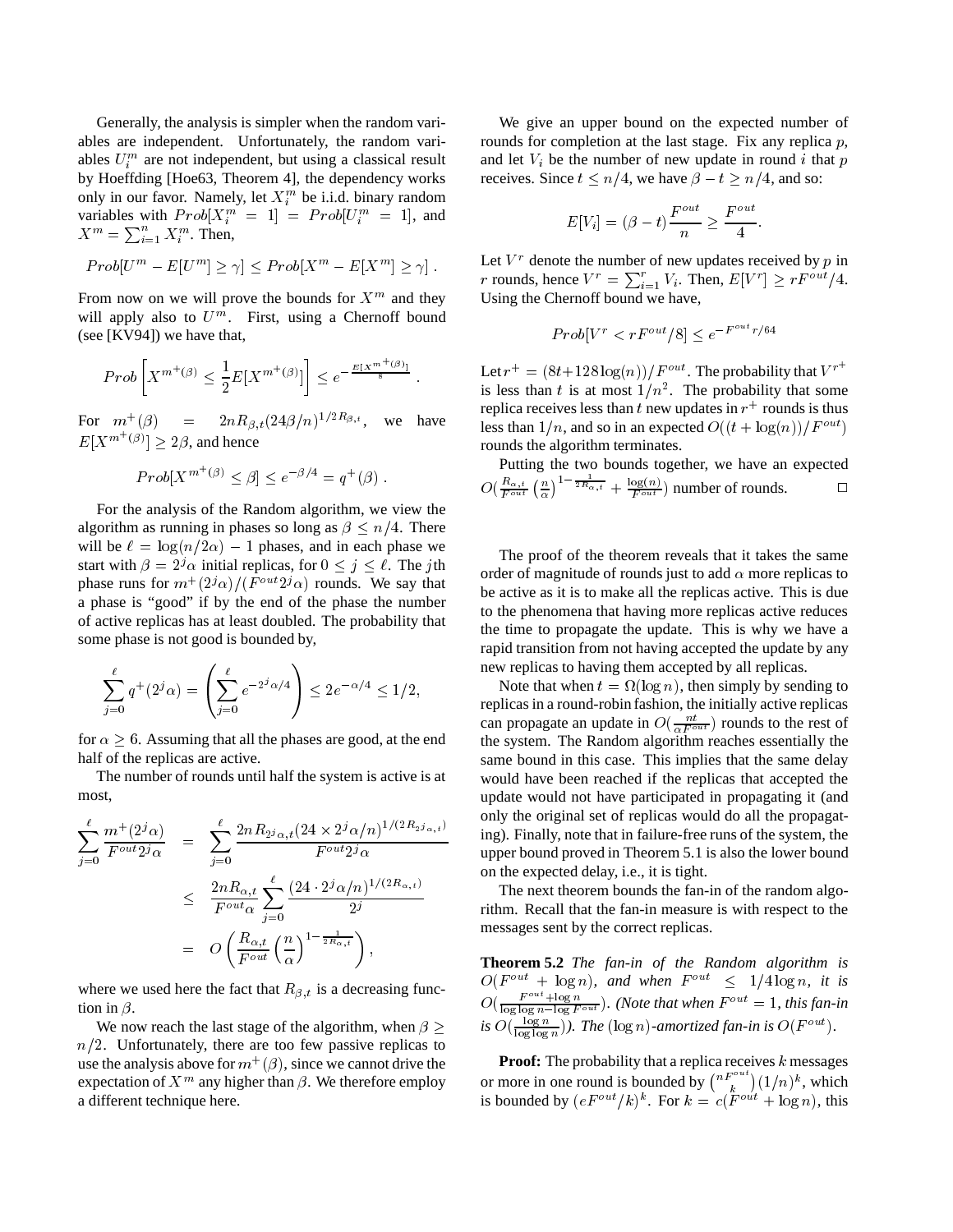Generally, the analysis is simpler when the random variables are independent. Unfortunately, the random variables $U_i^m$ are not independent, but using a classical result by Hoeffding [Hoe63, Theorem 4], the dependency works only in our favor. Namely, let $X_i^m$ be i.i.d. binary random variables with $Prob[X_i^m = 1] = Prob[U_i^m = 1]$, and $X^m = \sum_{i=1}^n X_i^m$. Then,

$$Prob[U^m - E[U^m] \geq \gamma] \leq Prob[X^m - E[X^m] \geq \gamma] \,.$$

From now on we will prove the bounds for $X^m$ and they will apply also to $U^m$. First, using a Chernoff bound (see [KV94]) we have that,

$$Prob\left[X^{m^+(\beta)} \leq \frac{1}{2}E[X^{m^+(\beta)}]\right] \leq e^{-\frac{E[X^{m^+(\beta)}]}{8}} \,.$$

For $m^+(\beta) = 2nR_{\beta,t}(24\beta/n)^{1/2R_{\beta,t}}$, we have $E[X^{m^+(\beta)}] \geq 2\beta$, and hence

$$Prob[X^{m^+(\beta)} \leq \beta] \leq e^{-\beta/4} = q^+(\beta) \,.$$

For the analysis of the Random algorithm, we view the algorithm as running in phases so long as $\beta \leq n/4$. There will be $\ell = \log(n/2\alpha) - 1$ phases, and in each phase we start with $\beta = 2^j\alpha$ initial replicas, for $0 \leq j \leq \ell$. The $j$th phase runs for $m^+(2^j\alpha)/(F^{out}2^j\alpha)$ rounds. We say that a phase is "good" if by the end of the phase the number of active replicas has at least doubled. The probability that some phase is not good is bounded by,

$$\sum_{j=0}^{\ell} q^+(2^j\alpha) = \left(\sum_{j=0}^{\ell} e^{-2^j\alpha/4}\right) \leq 2e^{-\alpha/4} \leq 1/2,$$

for $\alpha \geq 6$. Assuming that all the phases are good, at the end half of the replicas are active.

The number of rounds until half the system is active is at most,

$$\begin{aligned}
\sum_{j=0}^{\ell} \frac{m^+(2^j\alpha)}{F^{out}2^j\alpha} &= \sum_{j=0}^{\ell} \frac{2nR_{2^j\alpha,t}(24 \times 2^j\alpha/n)^{1/(2R_{2^j\alpha,t})}}{F^{out}2^j\alpha} \\
&\leq \frac{2nR_{\alpha,t}}{F^{out}\alpha} \sum_{j=0}^{\ell} \frac{(24 \cdot 2^j\alpha/n)^{1/(2R_{\alpha,t})}}{2^j} \\
&= O\left(\frac{R_{\alpha,t}}{F^{out}}\left(\frac{n}{\alpha}\right)^{1-\frac{1}{2R_{\alpha,t}}}\right),
\end{aligned}$$

where we used here the fact that $R_{\beta,t}$ is a decreasing function in $\beta$.

We now reach the last stage of the algorithm, when $\beta \geq n/2$. Unfortunately, there are too few passive replicas to use the analysis above for $m^+(\beta)$, since we cannot drive the expectation of $X^m$ any higher than $\beta$. We therefore employ a different technique here.

We give an upper bound on the expected number of rounds for completion at the last stage. Fix any replica $p$, and let $V_i$ be the number of new update in round $i$ that $p$ receives. Since $t \leq n/4$, we have $\beta - t \geq n/4$, and so:

$$E[V_i] = (\beta - t)\frac{F^{out}}{n} \geq \frac{F^{out}}{4}.$$

Let $V^r$ denote the number of new updates received by $p$ in $r$ rounds, hence $V^r = \sum_{i=1}^r V_i$. Then, $E[V^r] \geq rF^{out}/4$. Using the Chernoff bound we have,

$$Prob[V^r < rF^{out}/8] \leq e^{-F^{out}r/64}$$

Let $r^+ = (8t + 128\log(n))/F^{out}$. The probability that $V^{r^+}$ is less than $t$ is at most $1/n^2$. The probability that some replica receives less than $t$ new updates in $r^+$ rounds is thus less than $1/n$, and so in an expected $O((t+\log(n))/F^{out})$ rounds the algorithm terminates.

Putting the two bounds together, we have an expected $O(\frac{R_{\alpha,t}}{F^{out}}\left(\frac{n}{\alpha}\right)^{1-\frac{1}{2R_{\alpha,t}}} + \frac{\log(n)}{F^{out}})$ number of rounds. □

The proof of the theorem reveals that it takes the same order of magnitude of rounds just to add $\alpha$ more replicas to be active as it is to make all the replicas active. This is due to the phenomena that having more replicas active reduces the time to propagate the update. This is why we have a rapid transition from not having accepted the update by any new replicas to having them accepted by all replicas.

Note that when $t = \Omega(\log n)$, then simply by sending to replicas in a round-robin fashion, the initially active replicas can propagate an update in $O(\frac{nt}{\alpha F^{out}})$ rounds to the rest of the system. The Random algorithm reaches essentially the same bound in this case. This implies that the same delay would have been reached if the replicas that accepted the update would not have participated in propagating it (and only the original set of replicas would do all the propagating). Finally, note that in failure-free runs of the system, the upper bound proved in Theorem 5.1 is also the lower bound on the expected delay, i.e., it is tight.

The next theorem bounds the fan-in of the random algorithm. Recall that the fan-in measure is with respect to the messages sent by the correct replicas.

**Theorem 5.2** *The fan-in of the Random algorithm is $O(F^{out} + \log n)$, and when $F^{out} \leq 1/4\log n$, it is $O(\frac{F^{out}+\log n}{\log\log n - \log F^{out}})$. (Note that when $F^{out} = 1$, this fan-in is $O(\frac{\log n}{\log\log n})$). The $(\log n)$-amortized fan-in is $O(F^{out})$.*

**Proof:** The probability that a replica receives $k$ messages or more in one round is bounded by $\binom{nF^{out}}{k}(1/n)^k$, which is bounded by $(eF^{out}/k)^k$. For $k = c(F^{out} + \log n)$, this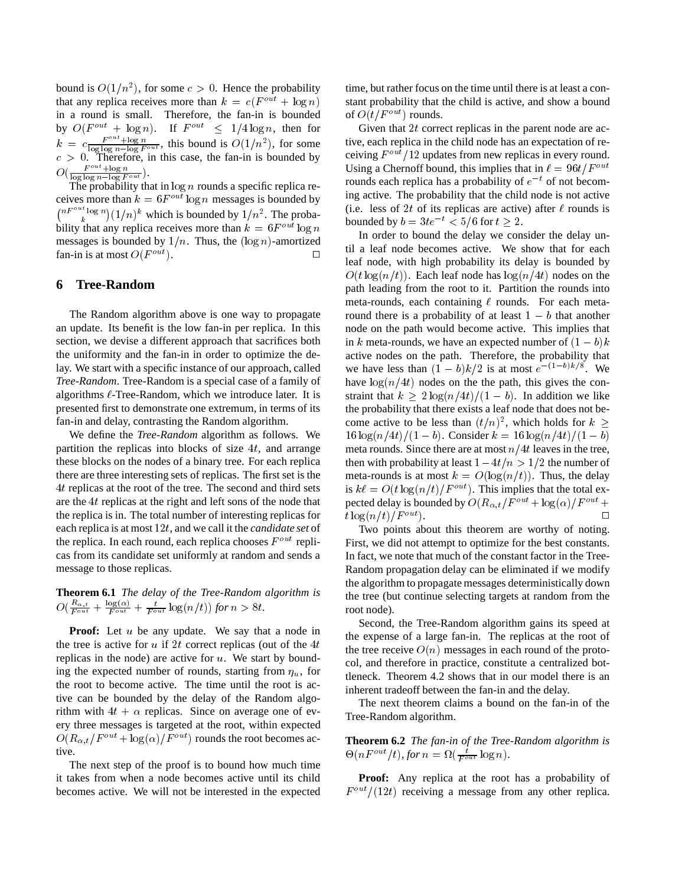bound is $O(1/n^2)$, for some $c > 0$. Hence the probability that any replica receives more than $k = c(F^{out} + \log n)$ in a round is small. Therefore, the fan-in is bounded by $O(F^{out} + \log n)$. If $F^{out} \leq 1/4 \log n$, then for $k = c\frac{F^{out}+\log n}{\log\log n - \log F^{out}}$, this bound is $O(1/n^2)$, for some $c > 0$. Therefore, in this case, the fan-in is bounded by $O(\frac{F^{out}+\log n}{\log\log n - \log F^{out}})$.

The probability that in $\log n$ rounds a specific replica receives more than $k = 6F^{out} \log n$ messages is bounded by $\binom{nF^{out}\log n}{k}(1/n)^k$ which is bounded by $1/n^2$. The probability that any replica receives more than $k = 6F^{out} \log n$ messages is bounded by $1/n$. Thus, the $(\log n)$-amortized fan-in is at most $O(F^{out})$. □

## 6 Tree-Random

The Random algorithm above is one way to propagate an update. Its benefit is the low fan-in per replica. In this section, we devise a different approach that sacrifices both the uniformity and the fan-in in order to optimize the delay. We start with a specific instance of our approach, called *Tree-Random*. Tree-Random is a special case of a family of algorithms $\ell$-Tree-Random, which we introduce later. It is presented first to demonstrate one extremum, in terms of its fan-in and delay, contrasting the Random algorithm.

We define the *Tree-Random* algorithm as follows. We partition the replicas into blocks of size $4t$, and arrange these blocks on the nodes of a binary tree. For each replica there are three interesting sets of replicas. The first set is the $4t$ replicas at the root of the tree. The second and third sets are the $4t$ replicas at the right and left sons of the node that the replica is in. The total number of interesting replicas for each replica is at most $12t$, and we call it the *candidate set* of the replica. In each round, each replica chooses $F^{out}$ replicas from its candidate set uniformly at random and sends a message to those replicas.

**Theorem 6.1** *The delay of the Tree-Random algorithm is* $O(\frac{R_{\alpha,t}}{F^{out}} + \frac{\log(\alpha)}{F^{out}} + \frac{t}{F^{out}}\log(n/t))$ *for* $n > 8t$.

**Proof:** Let $u$ be any update. We say that a node in the tree is active for $u$ if $2t$ correct replicas (out of the $4t$ replicas in the node) are active for $u$. We start by bounding the expected number of rounds, starting from $\eta_u$, for the root to become active. The time until the root is active can be bounded by the delay of the Random algorithm with $4t + \alpha$ replicas. Since on average one of every three messages is targeted at the root, within expected $O(R_{\alpha,t}/F^{out} + \log(\alpha)/F^{out})$ rounds the root becomes active.

The next step of the proof is to bound how much time it takes from when a node becomes active until its child becomes active. We will not be interested in the expected time, but rather focus on the time until there is at least a constant probability that the child is active, and show a bound of $O(t/F^{out})$ rounds.

Given that $2t$ correct replicas in the parent node are active, each replica in the child node has an expectation of receiving $F^{out}/12$ updates from new replicas in every round. Using a Chernoff bound, this implies that in $\ell = 96t/F^{out}$ rounds each replica has a probability of $e^{-t}$ of not becoming active. The probability that the child node is not active (i.e. less of $2t$ of its replicas are active) after $\ell$ rounds is bounded by $b = 3te^{-t} < 5/6$ for $t \geq 2$.

In order to bound the delay we consider the delay until a leaf node becomes active. We show that for each leaf node, with high probability its delay is bounded by $O(t \log(n/t))$. Each leaf node has $\log(n/4t)$ nodes on the path leading from the root to it. Partition the rounds into meta-rounds, each containing $\ell$ rounds. For each meta-round there is a probability of at least $1 - b$ that another node on the path would become active. This implies that in $k$ meta-rounds, we have an expected number of $(1-b)k$ active nodes on the path. Therefore, the probability that we have less than $(1-b)k/2$ is at most $e^{-(1-b)k/8}$. We have $\log(n/4t)$ nodes on the the path, this gives the constraint that $k \geq 2\log(n/4t)/(1-b)$. In addition we like the probability that there exists a leaf node that does not become active to be less than $(t/n)^2$, which holds for $k \geq 16\log(n/4t)/(1-b)$. Consider $k = 16\log(n/4t)/(1-b)$ meta rounds. Since there are at most $n/4t$ leaves in the tree, then with probability at least $1 - 4t/n > 1/2$ the number of meta-rounds is at most $k = O(\log(n/t))$. Thus, the delay is $k\ell = O(t\log(n/t)/F^{out})$. This implies that the total expected delay is bounded by $O(R_{\alpha,t}/F^{out} + \log(\alpha)/F^{out} + t\log(n/t)/F^{out})$. □

Two points about this theorem are worthy of noting. First, we did not attempt to optimize for the best constants. In fact, we note that much of the constant factor in the Tree-Random propagation delay can be eliminated if we modify the algorithm to propagate messages deterministically down the tree (but continue selecting targets at random from the root node).

Second, the Tree-Random algorithm gains its speed at the expense of a large fan-in. The replicas at the root of the tree receive $O(n)$ messages in each round of the protocol, and therefore in practice, constitute a centralized bottleneck. Theorem 4.2 shows that in our model there is an inherent tradeoff between the fan-in and the delay.

The next theorem claims a bound on the fan-in of the Tree-Random algorithm.

**Theorem 6.2** *The fan-in of the Tree-Random algorithm is* $\Theta(nF^{out}/t)$, *for* $n = \Omega(\frac{t}{F^{out}}\log n)$.

**Proof:** Any replica at the root has a probability of $F^{out}/(12t)$ receiving a message from any other replica.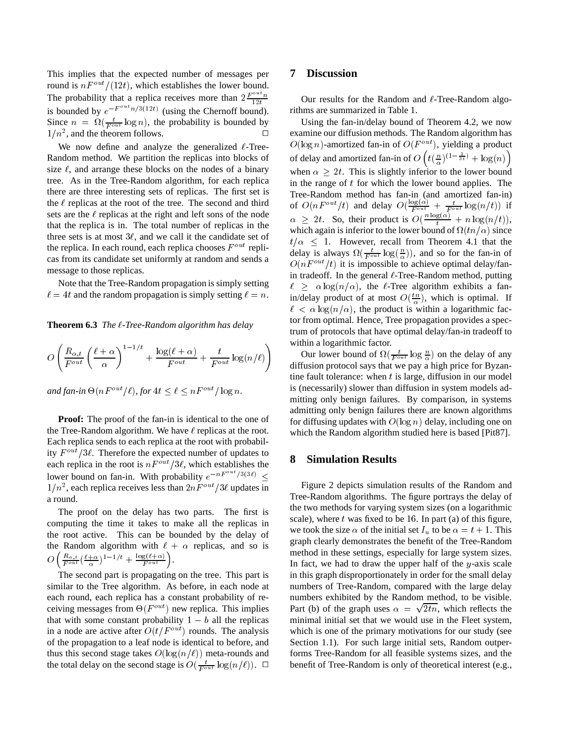This implies that the expected number of messages per round is $nF^{out}/(12t)$, which establishes the lower bound. The probability that a replica receives more than $2\frac{F^{out}n}{12t}$ is bounded by $e^{-F^{out}n/3(12t)}$ (using the Chernoff bound). Since $n = \Omega(\frac{t}{F^{out}} \log n)$, the probability is bounded by $1/n^2$, and the theorem follows. $\Box$

We now define and analyze the generalized $\ell$-Tree-Random method. We partition the replicas into blocks of size $\ell$, and arrange these blocks on the nodes of a binary tree. As in the Tree-Random algorithm, for each replica there are three interesting sets of replicas. The first set is the $\ell$ replicas at the root of the tree. The second and third sets are the $\ell$ replicas at the right and left sons of the node that the replica is in. The total number of replicas in the three sets is at most $3\ell$, and we call it the candidate set of the replica. In each round, each replica chooses $F^{out}$ replicas from its candidate set uniformly at random and sends a message to those replicas.

Note that the Tree-Random propagation is simply setting $\ell = 4t$ and the random propagation is simply setting $\ell = n$.

**Theorem 6.3** *The $\ell$-Tree-Random algorithm has delay*

$$O\left(\frac{R_{\alpha,t}}{F^{out}}\left(\frac{\ell+\alpha}{\alpha}\right)^{1-1/t} + \frac{\log(\ell+\alpha)}{F^{out}} + \frac{t}{F^{out}}\log(n/\ell)\right)$$

*and fan-in $\Theta(nF^{out}/\ell)$, for $4t \le \ell \le nF^{out}/\log n$.*

**Proof:** The proof of the fan-in is identical to the one of the Tree-Random algorithm. We have $\ell$ replicas at the root. Each replica sends to each replica at the root with probability $F^{out}/3\ell$. Therefore the expected number of updates to each replica in the root is $nF^{out}/3\ell$, which establishes the lower bound on fan-in. With probability $e^{-nF^{out}/3(3\ell)} \le 1/n^2$, each replica receives less than $2nF^{out}/3\ell$ updates in a round.

The proof on the delay has two parts. The first is computing the time it takes to make all the replicas in the root active. This can be bounded by the delay of the Random algorithm with $\ell + \alpha$ replicas, and so is $O\left(\frac{R_{\alpha,t}}{F^{out}}(\frac{\ell+\alpha}{\alpha})^{1-1/t} + \frac{\log(\ell+\alpha)}{F^{out}}\right)$.

The second part is propagating on the tree. This part is similar to the Tree algorithm. As before, in each node at each round, each replica has a constant probability of receiving messages from $\Theta(F^{out})$ new replica. This implies that with some constant probability $1-b$ all the replicas in a node are active after $O(t/F^{out})$ rounds. The analysis of the propagation to a leaf node is identical to before, and thus this second stage takes $O(\log(n/\ell))$ meta-rounds and the total delay on the second stage is $O(\frac{t}{F^{out}}\log(n/\ell))$. $\Box$

## 7 Discussion

Our results for the Random and $\ell$-Tree-Random algorithms are summarized in Table 1.

Using the fan-in/delay bound of Theorem 4.2, we now examine our diffusion methods. The Random algorithm has $O(\log n)$-amortized fan-in of $O(F^{out})$, yielding a product of delay and amortized fan-in of $O\left(t(\frac{n}{\alpha})^{(1-\frac{1}{3t})} + \log(n)\right)$ when $\alpha \ge 2t$. This is slightly inferior to the lower bound in the range of $t$ for which the lower bound applies. The Tree-Random method has fan-in (and amortized fan-in) of $O(nF^{out}/t)$ and delay $O(\frac{\log(\alpha)}{F^{out}} + \frac{t}{F^{out}}\log(n/t))$ if $\alpha \ge 2t$. So, their product is $O(\frac{n\log(\alpha)}{t} + n\log(n/t))$, which again is inferior to the lower bound of $\Omega(tn/\alpha)$ since $t/\alpha \le 1$. However, recall from Theorem 4.1 that the delay is always $\Omega(\frac{t}{F^{out}}\log(\frac{n}{\alpha}))$, and so for the fan-in of $O(nF^{out}/t)$ it is impossible to achieve optimal delay/fan-in tradeoff. In the general $\ell$-Tree-Random method, putting $\ell \ge \alpha\log(n/\alpha)$, the $\ell$-Tree algorithm exhibits a fan-in/delay product of at most $O(\frac{tn}{\alpha})$, which is optimal. If $\ell < \alpha\log(n/\alpha)$, the product is within a logarithmic factor from optimal. Hence, Tree propagation provides a spectrum of protocols that have optimal delay/fan-in tradeoff to within a logarithmic factor.

Our lower bound of $\Omega(\frac{t}{F^{out}}\log\frac{n}{\alpha})$ on the delay of any diffusion protocol says that we pay a high price for Byzantine fault tolerance: when $t$ is large, diffusion in our model is (necessarily) slower than diffusion in system models admitting only benign failures. By comparison, in systems admitting only benign failures there are known algorithms for diffusing updates with $O(\log n)$ delay, including one on which the Random algorithm studied here is based [Pit87].

## 8 Simulation Results

Figure 2 depicts simulation results of the Random and Tree-Random algorithms. The figure portrays the delay of the two methods for varying system sizes (on a logarithmic scale), where $t$ was fixed to be 16. In part (a) of this figure, we took the size $\alpha$ of the initial set $I_u$ to be $\alpha = t+1$. This graph clearly demonstrates the benefit of the Tree-Random method in these settings, especially for large system sizes. In fact, we had to draw the upper half of the $y$-axis scale in this graph disproportionately in order for the small delay numbers of Tree-Random, compared with the large delay numbers exhibited by the Random method, to be visible. Part (b) of the graph uses $\alpha = \sqrt{2tn}$, which reflects the minimal initial set that we would use in the Fleet system, which is one of the primary motivations for our study (see Section 1.1). For such large initial sets, Random outperforms Tree-Random for all feasible systems sizes, and the benefit of Tree-Random is only of theoretical interest (e.g.,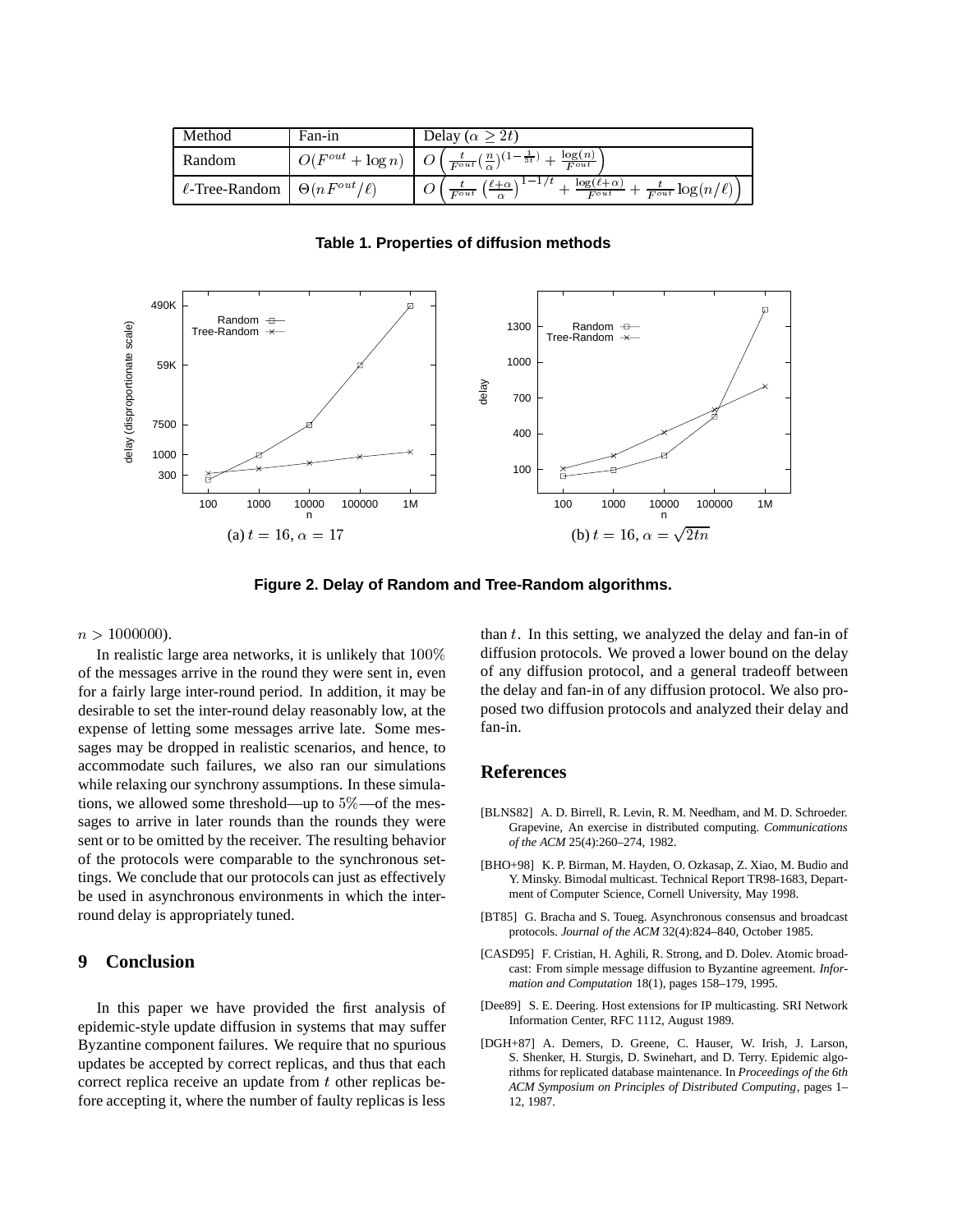| Method | Fan-in | Delay ($\alpha \geq 2t$) |
|---|---|---|
| Random | $O(F^{out} + \log n)$ | $O\left(\frac{t}{F^{out}}(\frac{n}{\alpha})^{(1-\frac{1}{3t})} + \frac{\log(n)}{F^{out}}\right)$ |
| $\ell$-Tree-Random | $\Theta(nF^{out}/\ell)$ | $O\left(\frac{t}{F^{out}}\left(\frac{\ell+\alpha}{\alpha}\right)^{1-1/t} + \frac{\log(\ell+\alpha)}{F^{out}} + \frac{t}{F^{out}}\log(n/\ell)\right)$ |

**Table 1. Properties of diffusion methods**

(a) $t = 16$, $\alpha = 17$

(b) $t = 16$, $\alpha = \sqrt{2tn}$

**Figure 2. Delay of Random and Tree-Random algorithms.**

$n > 1000000$).

In realistic large area networks, it is unlikely that $100\%$ of the messages arrive in the round they were sent in, even for a fairly large inter-round period. In addition, it may be desirable to set the inter-round delay reasonably low, at the expense of letting some messages arrive late. Some messages may be dropped in realistic scenarios, and hence, to accommodate such failures, we also ran our simulations while relaxing our synchrony assumptions. In these simulations, we allowed some threshold—up to $5\%$—of the messages to arrive in later rounds than the rounds they were sent or to be omitted by the receiver. The resulting behavior of the protocols were comparable to the synchronous settings. We conclude that our protocols can just as effectively be used in asynchronous environments in which the inter-round delay is appropriately tuned.

## 9 Conclusion

In this paper we have provided the first analysis of epidemic-style update diffusion in systems that may suffer Byzantine component failures. We require that no spurious updates be accepted by correct replicas, and thus that each correct replica receive an update from $t$ other replicas before accepting it, where the number of faulty replicas is less than $t$. In this setting, we analyzed the delay and fan-in of diffusion protocols. We proved a lower bound on the delay of any diffusion protocol, and a general tradeoff between the delay and fan-in of any diffusion protocol. We also proposed two diffusion protocols and analyzed their delay and fan-in.

## References

[BLNS82] A. D. Birrell, R. Levin, R. M. Needham, and M. D. Schroeder. Grapevine, An exercise in distributed computing. *Communications of the ACM* 25(4):260–274, 1982.

[BHO+98] K. P. Birman, M. Hayden, O. Ozkasap, Z. Xiao, M. Budio and Y. Minsky. Bimodal multicast. Technical Report TR98-1683, Department of Computer Science, Cornell University, May 1998.

[BT85] G. Bracha and S. Toueg. Asynchronous consensus and broadcast protocols. *Journal of the ACM* 32(4):824–840, October 1985.

[CASD95] F. Cristian, H. Aghili, R. Strong, and D. Dolev. Atomic broadcast: From simple message diffusion to Byzantine agreement. *Information and Computation* 18(1), pages 158–179, 1995.

[Dee89] S. E. Deering. Host extensions for IP multicasting. SRI Network Information Center, RFC 1112, August 1989.

[DGH+87] A. Demers, D. Greene, C. Hauser, W. Irish, J. Larson, S. Shenker, H. Sturgis, D. Swinehart, and D. Terry. Epidemic algorithms for replicated database maintenance. In *Proceedings of the 6th ACM Symposium on Principles of Distributed Computing*, pages 1–12, 1987.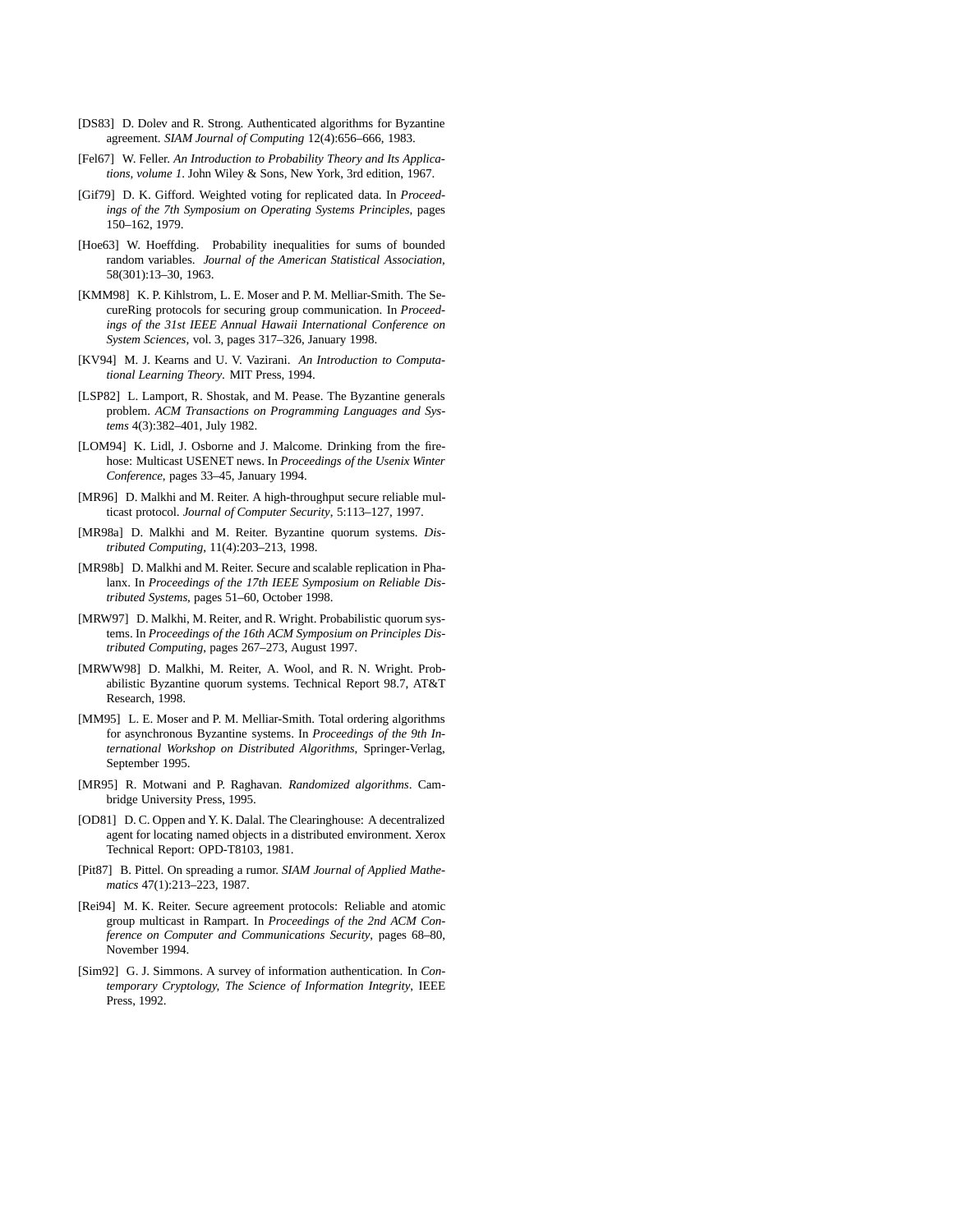[DS83] D. Dolev and R. Strong. Authenticated algorithms for Byzantine agreement. *SIAM Journal of Computing* 12(4):656–666, 1983.

[Fel67] W. Feller. *An Introduction to Probability Theory and Its Applications, volume 1*. John Wiley & Sons, New York, 3rd edition, 1967.

[Gif79] D. K. Gifford. Weighted voting for replicated data. In *Proceedings of the 7th Symposium on Operating Systems Principles*, pages 150–162, 1979.

[Hoe63] W. Hoeffding. Probability inequalities for sums of bounded random variables. *Journal of the American Statistical Association*, 58(301):13–30, 1963.

[KMM98] K. P. Kihlstrom, L. E. Moser and P. M. Melliar-Smith. The SecureRing protocols for securing group communication. In *Proceedings of the 31st IEEE Annual Hawaii International Conference on System Sciences*, vol. 3, pages 317–326, January 1998.

[KV94] M. J. Kearns and U. V. Vazirani. *An Introduction to Computational Learning Theory*. MIT Press, 1994.

[LSP82] L. Lamport, R. Shostak, and M. Pease. The Byzantine generals problem. *ACM Transactions on Programming Languages and Systems* 4(3):382–401, July 1982.

[LOM94] K. Lidl, J. Osborne and J. Malcome. Drinking from the firehose: Multicast USENET news. In *Proceedings of the Usenix Winter Conference*, pages 33–45, January 1994.

[MR96] D. Malkhi and M. Reiter. A high-throughput secure reliable multicast protocol. *Journal of Computer Security*, 5:113–127, 1997.

[MR98a] D. Malkhi and M. Reiter. Byzantine quorum systems. *Distributed Computing*, 11(4):203–213, 1998.

[MR98b] D. Malkhi and M. Reiter. Secure and scalable replication in Phalanx. In *Proceedings of the 17th IEEE Symposium on Reliable Distributed Systems*, pages 51–60, October 1998.

[MRW97] D. Malkhi, M. Reiter, and R. Wright. Probabilistic quorum systems. In *Proceedings of the 16th ACM Symposium on Principles Distributed Computing*, pages 267–273, August 1997.

[MRWW98] D. Malkhi, M. Reiter, A. Wool, and R. N. Wright. Probabilistic Byzantine quorum systems. Technical Report 98.7, AT&T Research, 1998.

[MM95] L. E. Moser and P. M. Melliar-Smith. Total ordering algorithms for asynchronous Byzantine systems. In *Proceedings of the 9th International Workshop on Distributed Algorithms*, Springer-Verlag, September 1995.

[MR95] R. Motwani and P. Raghavan. *Randomized algorithms*. Cambridge University Press, 1995.

[OD81] D. C. Oppen and Y. K. Dalal. The Clearinghouse: A decentralized agent for locating named objects in a distributed environment. Xerox Technical Report: OPD-T8103, 1981.

[Pit87] B. Pittel. On spreading a rumor. *SIAM Journal of Applied Mathematics* 47(1):213–223, 1987.

[Rei94] M. K. Reiter. Secure agreement protocols: Reliable and atomic group multicast in Rampart. In *Proceedings of the 2nd ACM Conference on Computer and Communications Security*, pages 68–80, November 1994.

[Sim92] G. J. Simmons. A survey of information authentication. In *Contemporary Cryptology, The Science of Information Integrity*, IEEE Press, 1992.